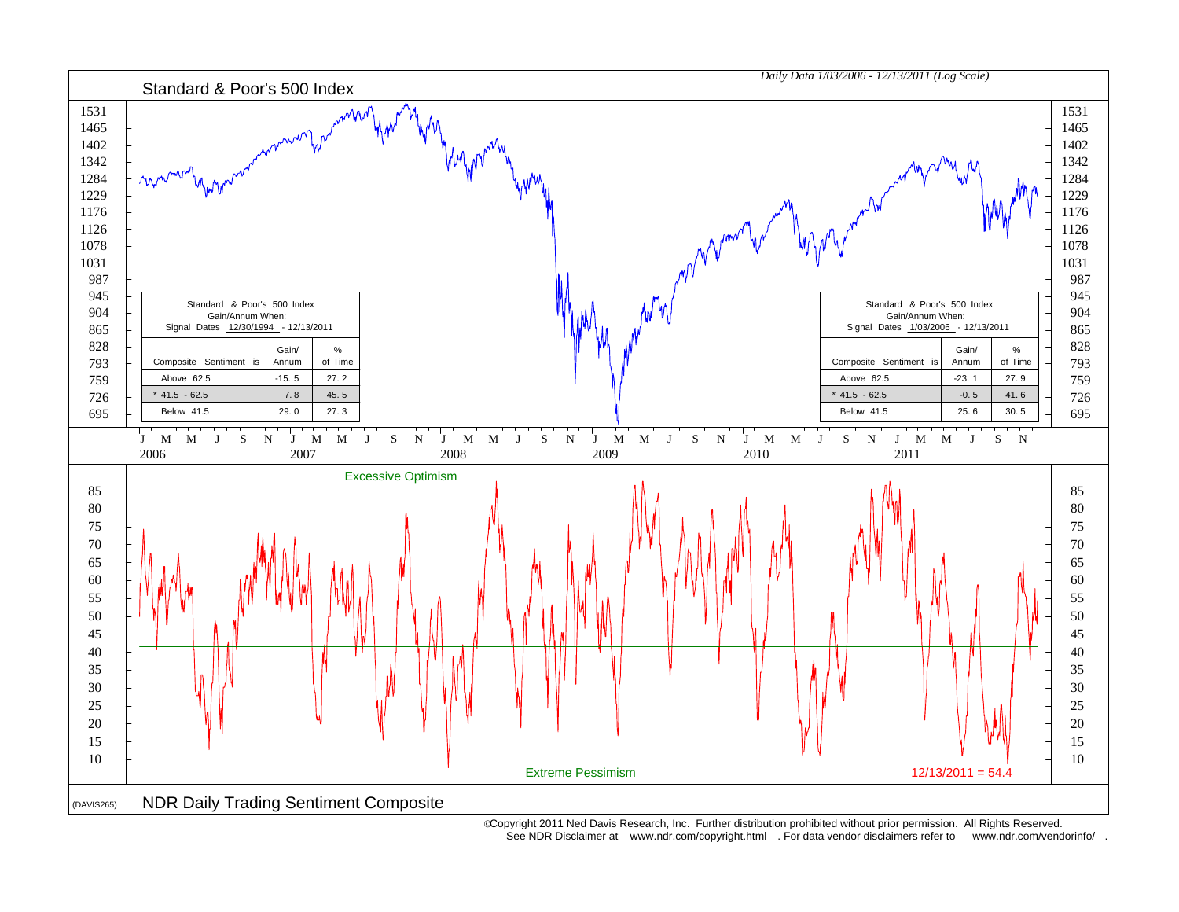*Daily Data 1/03/2006 - 12/13/2011 (Log Scale)*

## Standard & Poor's 500 Index

Standard & Poor's 500 Index
Gain/Annum When:
Signal Dates 12/30/1994 - 12/13/2011

| Composite Sentiment is | Gain/ Annum | % of Time |
|---|---|---|
| Above 62.5 | -15.5 | 27.2 |
| * 41.5 - 62.5 | 7.8 | 45.5 |
| Below 41.5 | 29.0 | 27.3 |

Standard & Poor's 500 Index
Gain/Annum When:
Signal Dates 1/03/2006 - 12/13/2011

| Composite Sentiment is | Gain/ Annum | % of Time |
|---|---|---|
| Above 62.5 | -23.1 | 27.9 |
| * 41.5 - 62.5 | -0.5 | 41.6 |
| Below 41.5 | 25.6 | 30.5 |

Excessive Optimism

Extreme Pessimism

12/13/2011 = 54.4

(DAVIS265)

## NDR Daily Trading Sentiment Composite

©Copyright 2011 Ned Davis Research, Inc. Further distribution prohibited without prior permission. All Rights Reserved.
See NDR Disclaimer at www.ndr.com/copyright.html . For data vendor disclaimers refer to www.ndr.com/vendorinfo/ .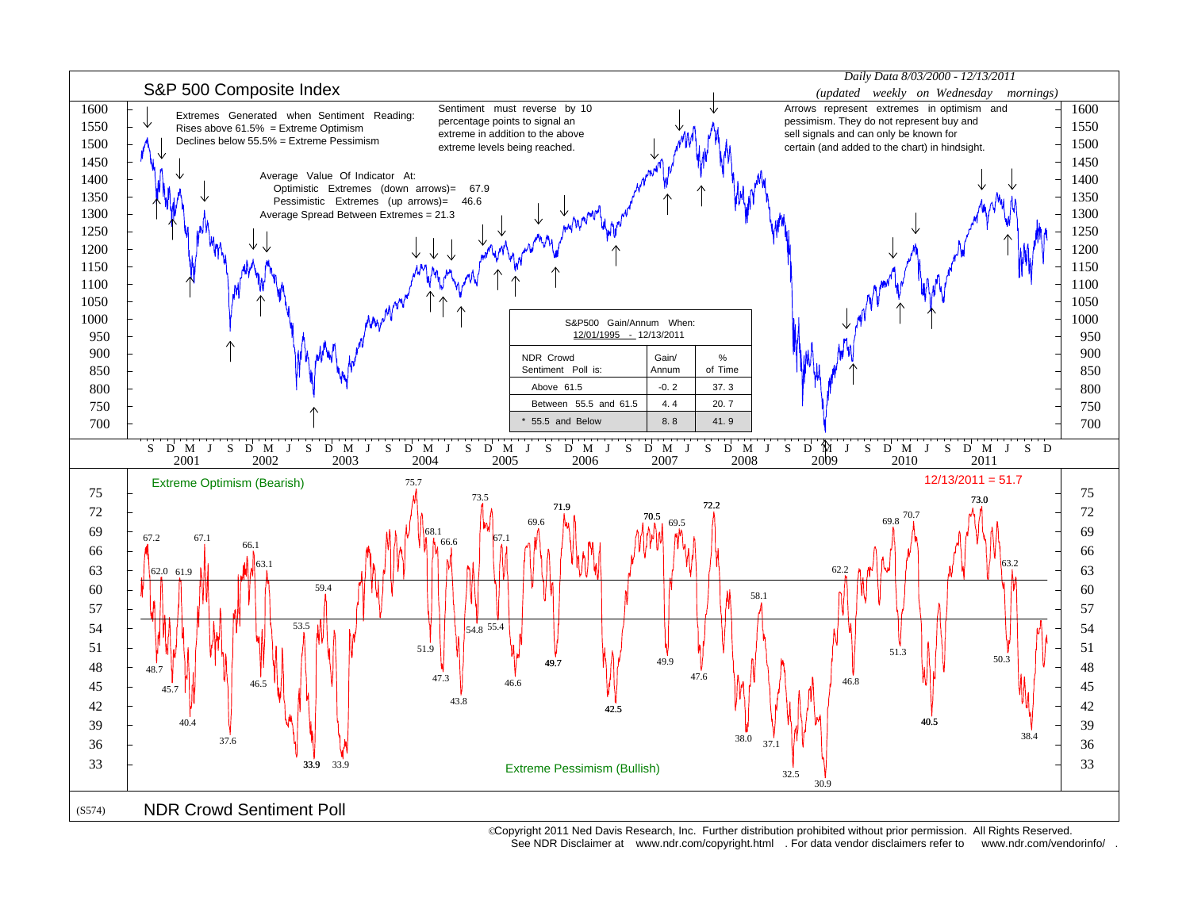Daily Data 8/03/2000 - 12/13/2011
*(updated weekly on Wednesday mornings)*

## S&P 500 Composite Index

Extremes Generated when Sentiment Reading:
Rises above 61.5% = Extreme Optimism
Declines below 55.5% = Extreme Pessimism

Sentiment must reverse by 10 percentage points to signal an extreme in addition to the above extreme levels being reached.

Arrows represent extremes in optimism and pessimism. They do not represent buy and sell signals and can only be known for certain (and added to the chart) in hindsight.

Average Value Of Indicator At:
Optimistic Extremes (down arrows)= 67.9
Pessimistic Extremes (up arrows)= 46.6
Average Spread Between Extremes = 21.3

S&P500 Gain/Annum When:
12/01/1995 - 12/13/2011

| NDR Crowd Sentiment Poll is: | Gain/ Annum | % of Time |
|---|---|---|
| Above 61.5 | -0.2 | 37.3 |
| Between 55.5 and 61.5 | 4.4 | 20.7 |
| * 55.5 and Below | 8.8 | 41.9 |

Extreme Optimism (Bearish)

12/13/2011 = 51.7

Extreme Pessimism (Bullish)

(S574)

## NDR Crowd Sentiment Poll

©Copyright 2011 Ned Davis Research, Inc. Further distribution prohibited without prior permission. All Rights Reserved.
See NDR Disclaimer at www.ndr.com/copyright.html . For data vendor disclaimers refer to www.ndr.com/vendorinfo/ .